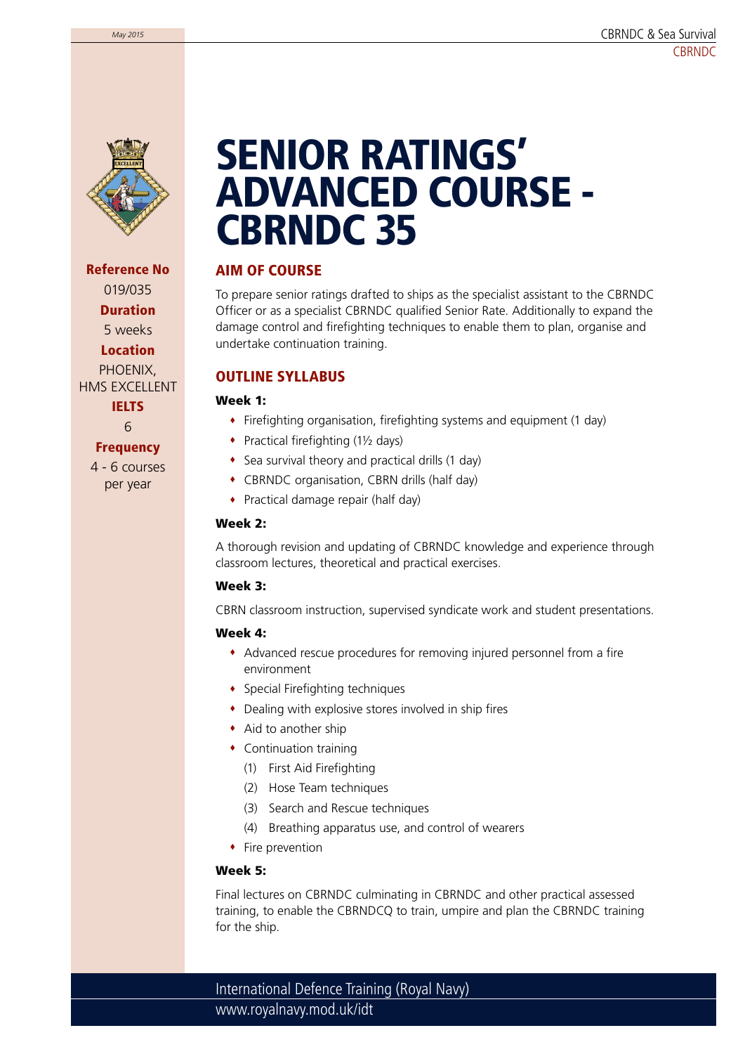# SENIOR RATINGS' ADVANCED COURSE - CBRNDC 35

**Reference No**
019/035

**Duration**
5 weeks

**Location**
PHOENIX, HMS EXCELLENT

**IELTS**
6

**Frequency**
4 - 6 courses per year

## AIM OF COURSE

To prepare senior ratings drafted to ships as the specialist assistant to the CBRNDC Officer or as a specialist CBRNDC qualified Senior Rate. Additionally to expand the damage control and firefighting techniques to enable them to plan, organise and undertake continuation training.

## OUTLINE SYLLABUS

### Week 1:

- Firefighting organisation, firefighting systems and equipment (1 day)
- Practical firefighting (1½ days)
- Sea survival theory and practical drills (1 day)
- CBRNDC organisation, CBRN drills (half day)
- Practical damage repair (half day)

### Week 2:

A thorough revision and updating of CBRNDC knowledge and experience through classroom lectures, theoretical and practical exercises.

### Week 3:

CBRN classroom instruction, supervised syndicate work and student presentations.

### Week 4:

- Advanced rescue procedures for removing injured personnel from a fire environment
- Special Firefighting techniques
- Dealing with explosive stores involved in ship fires
- Aid to another ship
- Continuation training
  - (1) First Aid Firefighting
  - (2) Hose Team techniques
  - (3) Search and Rescue techniques
  - (4) Breathing apparatus use, and control of wearers
- Fire prevention

### Week 5:

Final lectures on CBRNDC culminating in CBRNDC and other practical assessed training, to enable the CBRNDCQ to train, umpire and plan the CBRNDC training for the ship.

International Defence Training (Royal Navy)
www.royalnavy.mod.uk/idt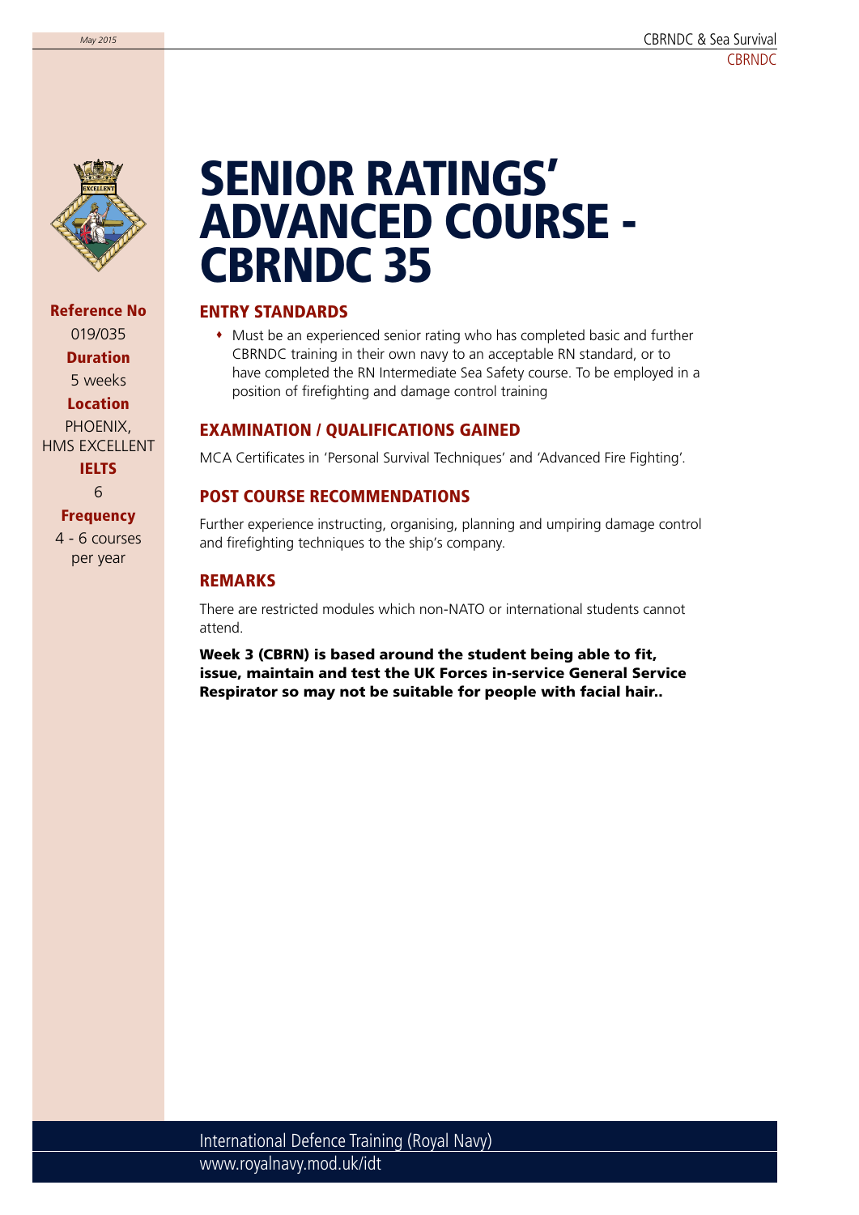# SENIOR RATINGS' ADVANCED COURSE - CBRNDC 35

**Reference No**
019/035

**Duration**
5 weeks

**Location**
PHOENIX, HMS EXCELLENT

**IELTS**
6

**Frequency**
4 - 6 courses per year

## ENTRY STANDARDS

- Must be an experienced senior rating who has completed basic and further CBRNDC training in their own navy to an acceptable RN standard, or to have completed the RN Intermediate Sea Safety course. To be employed in a position of firefighting and damage control training

## EXAMINATION / QUALIFICATIONS GAINED

MCA Certificates in 'Personal Survival Techniques' and 'Advanced Fire Fighting'.

## POST COURSE RECOMMENDATIONS

Further experience instructing, organising, planning and umpiring damage control and firefighting techniques to the ship's company.

## REMARKS

There are restricted modules which non-NATO or international students cannot attend.

**Week 3 (CBRN) is based around the student being able to fit, issue, maintain and test the UK Forces in-service General Service Respirator so may not be suitable for people with facial hair..**